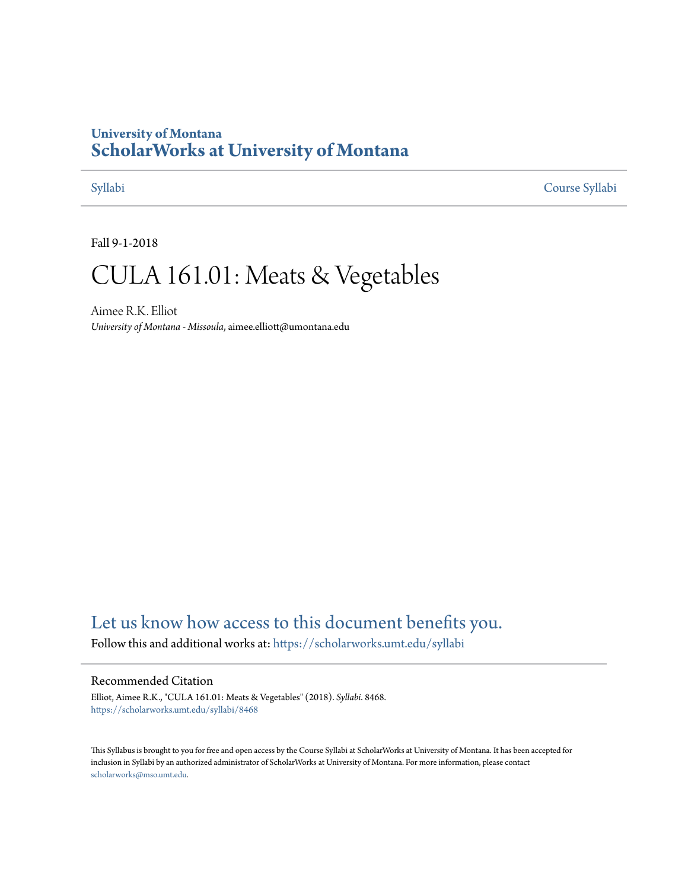University of Montana

# ScholarWorks at University of Montana

Syllabi | Course Syllabi

Fall 9-1-2018

# CULA 161.01: Meats & Vegetables

Aimee R.K. Elliot

*University of Montana - Missoula*, aimee.elliott@umontana.edu

Let us know how access to this document benefits you.

Follow this and additional works at: https://scholarworks.umt.edu/syllabi

## Recommended Citation

Elliot, Aimee R.K., "CULA 161.01: Meats & Vegetables" (2018). *Syllabi*. 8468.
https://scholarworks.umt.edu/syllabi/8468

This Syllabus is brought to you for free and open access by the Course Syllabi at ScholarWorks at University of Montana. It has been accepted for inclusion in Syllabi by an authorized administrator of ScholarWorks at University of Montana. For more information, please contact scholarworks@mso.umt.edu.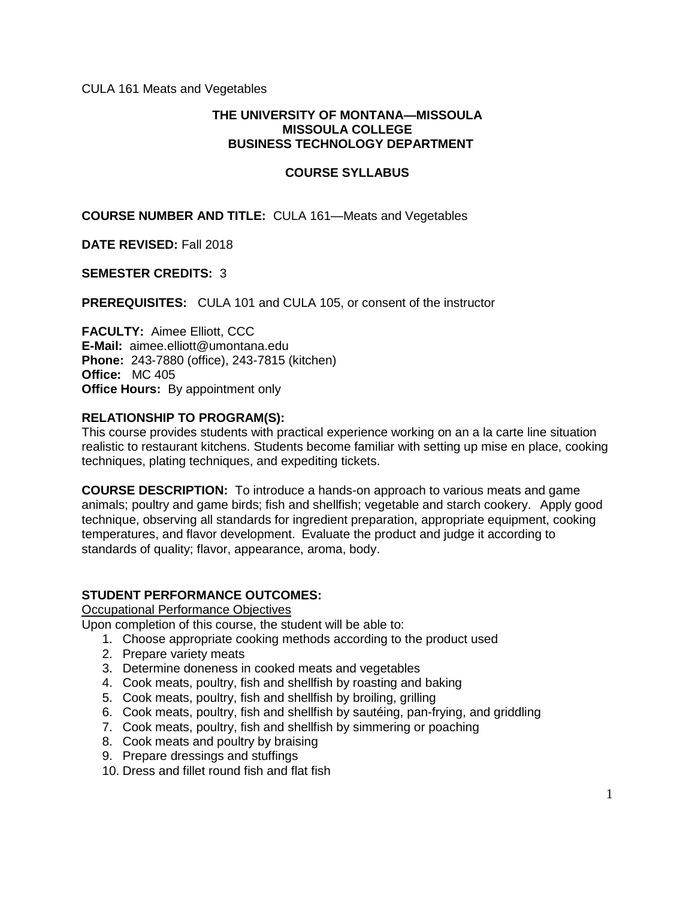CULA 161 Meats and Vegetables

**THE UNIVERSITY OF MONTANA—MISSOULA**
**MISSOULA COLLEGE**
**BUSINESS TECHNOLOGY DEPARTMENT**

**COURSE SYLLABUS**

**COURSE NUMBER AND TITLE:** CULA 161—Meats and Vegetables

**DATE REVISED:** Fall 2018

**SEMESTER CREDITS:** 3

**PREREQUISITES:** CULA 101 and CULA 105, or consent of the instructor

**FACULTY:** Aimee Elliott, CCC
**E-Mail:** aimee.elliott@umontana.edu
**Phone:** 243-7880 (office), 243-7815 (kitchen)
**Office:** MC 405
**Office Hours:** By appointment only

**RELATIONSHIP TO PROGRAM(S):**
This course provides students with practical experience working on an a la carte line situation realistic to restaurant kitchens. Students become familiar with setting up mise en place, cooking techniques, plating techniques, and expediting tickets.

**COURSE DESCRIPTION:** To introduce a hands-on approach to various meats and game animals; poultry and game birds; fish and shellfish; vegetable and starch cookery. Apply good technique, observing all standards for ingredient preparation, appropriate equipment, cooking temperatures, and flavor development. Evaluate the product and judge it according to standards of quality; flavor, appearance, aroma, body.

**STUDENT PERFORMANCE OUTCOMES:**

Occupational Performance Objectives

Upon completion of this course, the student will be able to:

1. Choose appropriate cooking methods according to the product used
2. Prepare variety meats
3. Determine doneness in cooked meats and vegetables
4. Cook meats, poultry, fish and shellfish by roasting and baking
5. Cook meats, poultry, fish and shellfish by broiling, grilling
6. Cook meats, poultry, fish and shellfish by sautéing, pan-frying, and griddling
7. Cook meats, poultry, fish and shellfish by simmering or poaching
8. Cook meats and poultry by braising
9. Prepare dressings and stuffings
10. Dress and fillet round fish and flat fish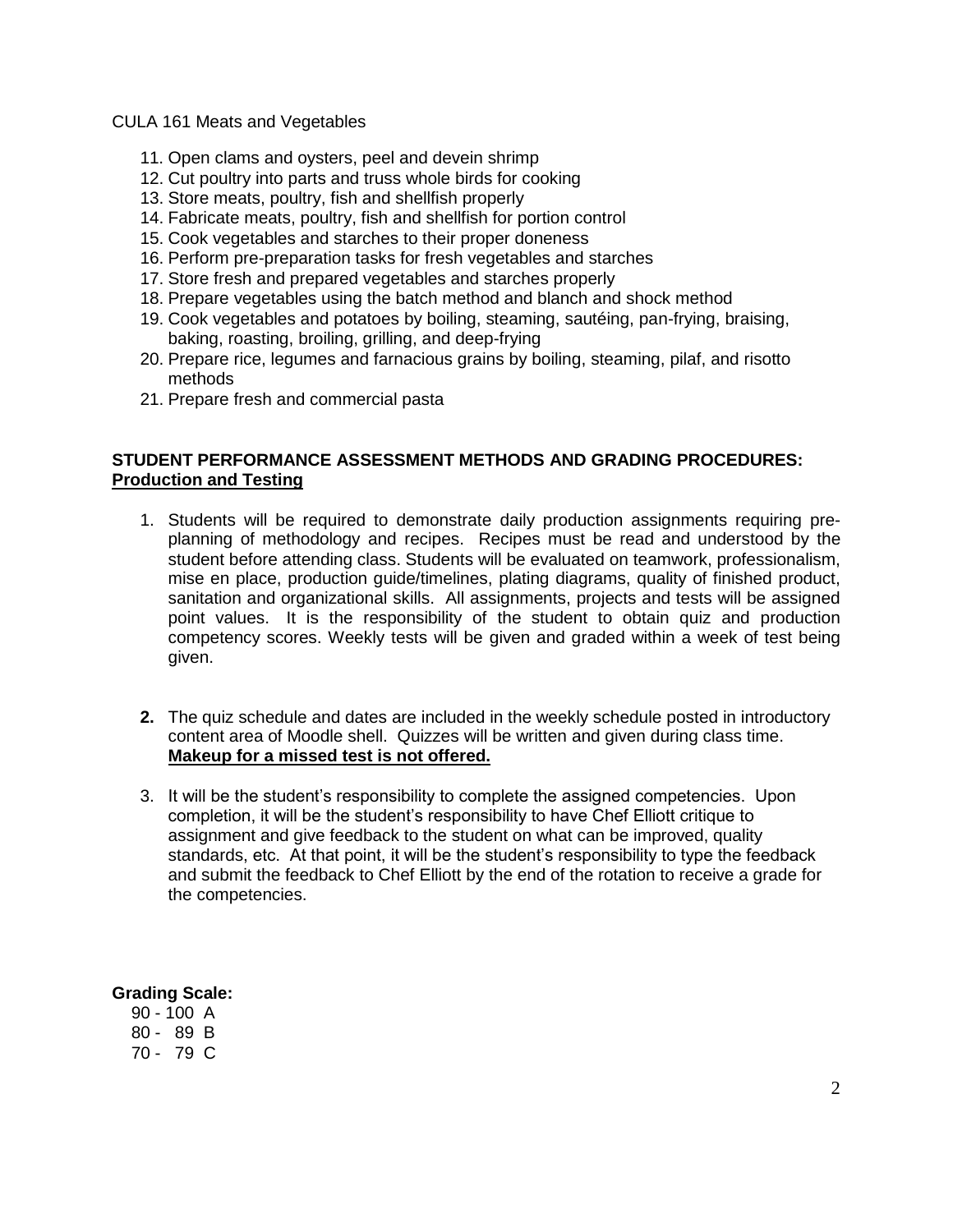CULA 161 Meats and Vegetables

11. Open clams and oysters, peel and devein shrimp
12. Cut poultry into parts and truss whole birds for cooking
13. Store meats, poultry, fish and shellfish properly
14. Fabricate meats, poultry, fish and shellfish for portion control
15. Cook vegetables and starches to their proper doneness
16. Perform pre-preparation tasks for fresh vegetables and starches
17. Store fresh and prepared vegetables and starches properly
18. Prepare vegetables using the batch method and blanch and shock method
19. Cook vegetables and potatoes by boiling, steaming, sautéing, pan-frying, braising, baking, roasting, broiling, grilling, and deep-frying
20. Prepare rice, legumes and farnacious grains by boiling, steaming, pilaf, and risotto methods
21. Prepare fresh and commercial pasta

**STUDENT PERFORMANCE ASSESSMENT METHODS AND GRADING PROCEDURES:**
**<u>Production and Testing</u>**

1. Students will be required to demonstrate daily production assignments requiring pre-planning of methodology and recipes. Recipes must be read and understood by the student before attending class. Students will be evaluated on teamwork, professionalism, mise en place, production guide/timelines, plating diagrams, quality of finished product, sanitation and organizational skills. All assignments, projects and tests will be assigned point values. It is the responsibility of the student to obtain quiz and production competency scores. Weekly tests will be given and graded within a week of test being given.

2. The quiz schedule and dates are included in the weekly schedule posted in introductory content area of Moodle shell. Quizzes will be written and given during class time. **<u>Makeup for a missed test is not offered.</u>**

3. It will be the student's responsibility to complete the assigned competencies. Upon completion, it will be the student's responsibility to have Chef Elliott critique to assignment and give feedback to the student on what can be improved, quality standards, etc. At that point, it will be the student's responsibility to type the feedback and submit the feedback to Chef Elliott by the end of the rotation to receive a grade for the competencies.

**Grading Scale:**

90 - 100 A
80 - 89 B
70 - 79 C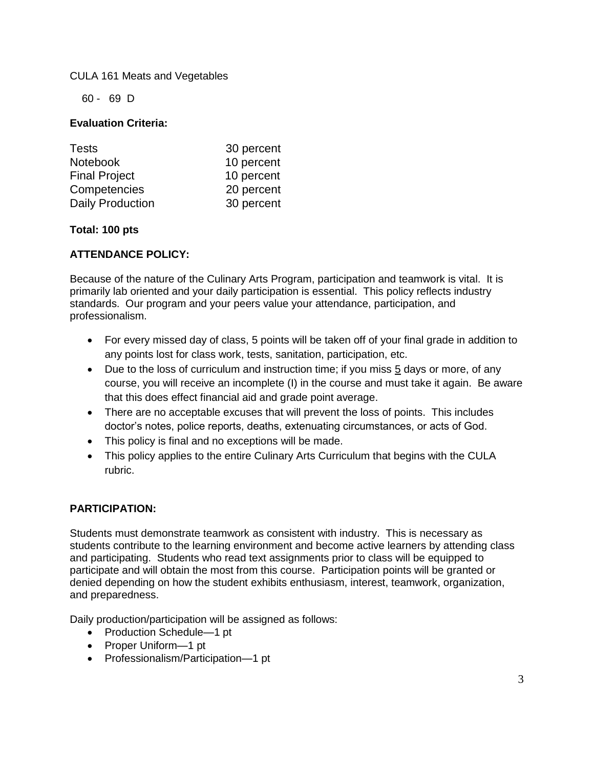CULA 161 Meats and Vegetables

60 - 69 D

**Evaluation Criteria:**

| | |
|---|---|
| Tests | 30 percent |
| Notebook | 10 percent |
| Final Project | 10 percent |
| Competencies | 20 percent |
| Daily Production | 30 percent |

**Total: 100 pts**

**ATTENDANCE POLICY:**

Because of the nature of the Culinary Arts Program, participation and teamwork is vital. It is primarily lab oriented and your daily participation is essential. This policy reflects industry standards. Our program and your peers value your attendance, participation, and professionalism.

- For every missed day of class, 5 points will be taken off of your final grade in addition to any points lost for class work, tests, sanitation, participation, etc.
- Due to the loss of curriculum and instruction time; if you miss 5 days or more, of any course, you will receive an incomplete (I) in the course and must take it again. Be aware that this does effect financial aid and grade point average.
- There are no acceptable excuses that will prevent the loss of points. This includes doctor's notes, police reports, deaths, extenuating circumstances, or acts of God.
- This policy is final and no exceptions will be made.
- This policy applies to the entire Culinary Arts Curriculum that begins with the CULA rubric.

**PARTICIPATION:**

Students must demonstrate teamwork as consistent with industry. This is necessary as students contribute to the learning environment and become active learners by attending class and participating. Students who read text assignments prior to class will be equipped to participate and will obtain the most from this course. Participation points will be granted or denied depending on how the student exhibits enthusiasm, interest, teamwork, organization, and preparedness.

Daily production/participation will be assigned as follows:

- Production Schedule—1 pt
- Proper Uniform—1 pt
- Professionalism/Participation—1 pt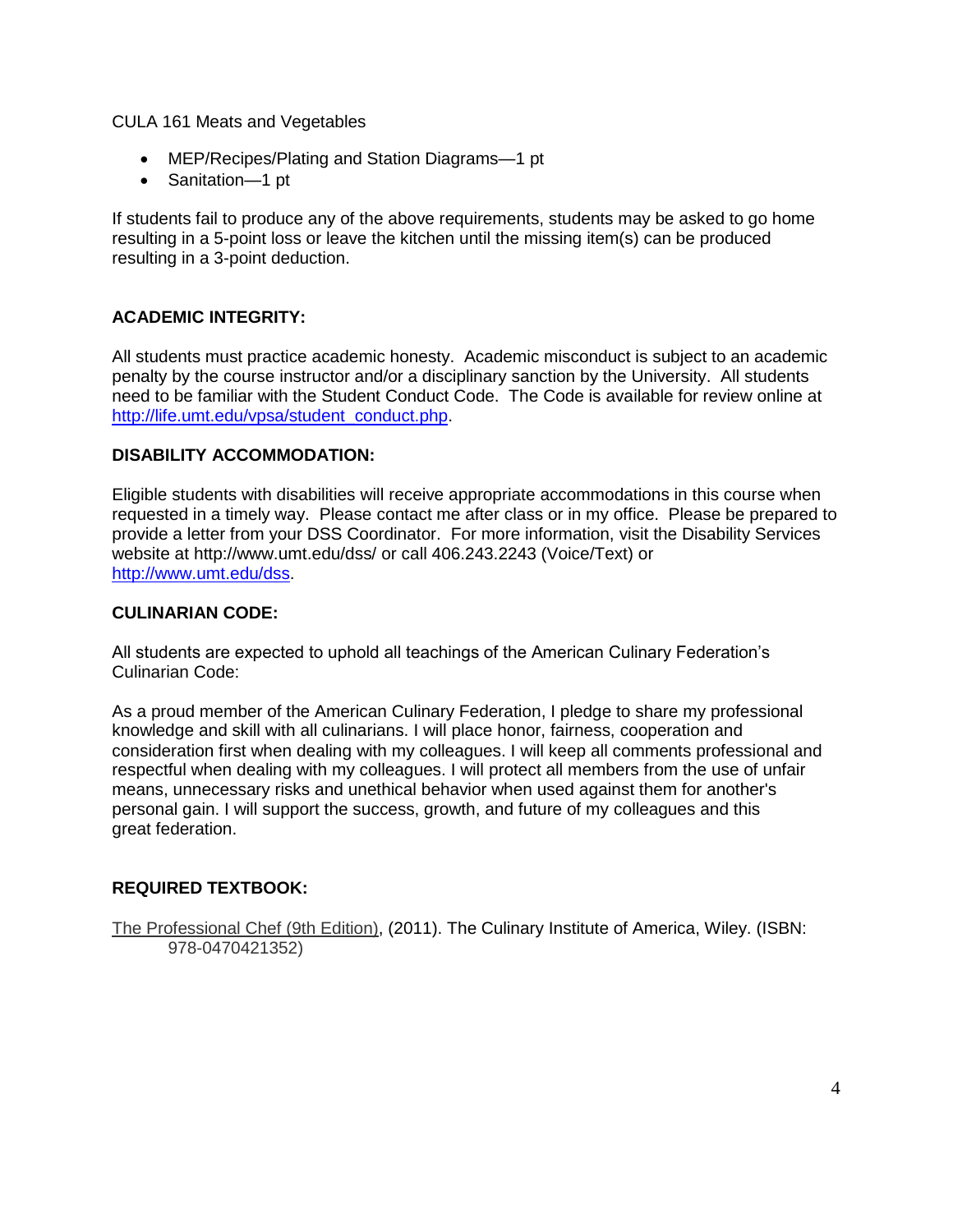CULA 161 Meats and Vegetables

- MEP/Recipes/Plating and Station Diagrams—1 pt
- Sanitation—1 pt

If students fail to produce any of the above requirements, students may be asked to go home resulting in a 5-point loss or leave the kitchen until the missing item(s) can be produced resulting in a 3-point deduction.

**ACADEMIC INTEGRITY:**

All students must practice academic honesty. Academic misconduct is subject to an academic penalty by the course instructor and/or a disciplinary sanction by the University. All students need to be familiar with the Student Conduct Code. The Code is available for review online at [http://life.umt.edu/vpsa/student_conduct.php](http://life.umt.edu/vpsa/student_conduct.php).

**DISABILITY ACCOMMODATION:**

Eligible students with disabilities will receive appropriate accommodations in this course when requested in a timely way. Please contact me after class or in my office. Please be prepared to provide a letter from your DSS Coordinator. For more information, visit the Disability Services website at http://www.umt.edu/dss/ or call 406.243.2243 (Voice/Text) or [http://www.umt.edu/dss](http://www.umt.edu/dss).

**CULINARIAN CODE:**

All students are expected to uphold all teachings of the American Culinary Federation's Culinarian Code:

As a proud member of the American Culinary Federation, I pledge to share my professional knowledge and skill with all culinarians. I will place honor, fairness, cooperation and consideration first when dealing with my colleagues. I will keep all comments professional and respectful when dealing with my colleagues. I will protect all members from the use of unfair means, unnecessary risks and unethical behavior when used against them for another's personal gain. I will support the success, growth, and future of my colleagues and this great federation.

**REQUIRED TEXTBOOK:**

The Professional Chef (9th Edition), (2011). The Culinary Institute of America, Wiley. (ISBN: 978-0470421352)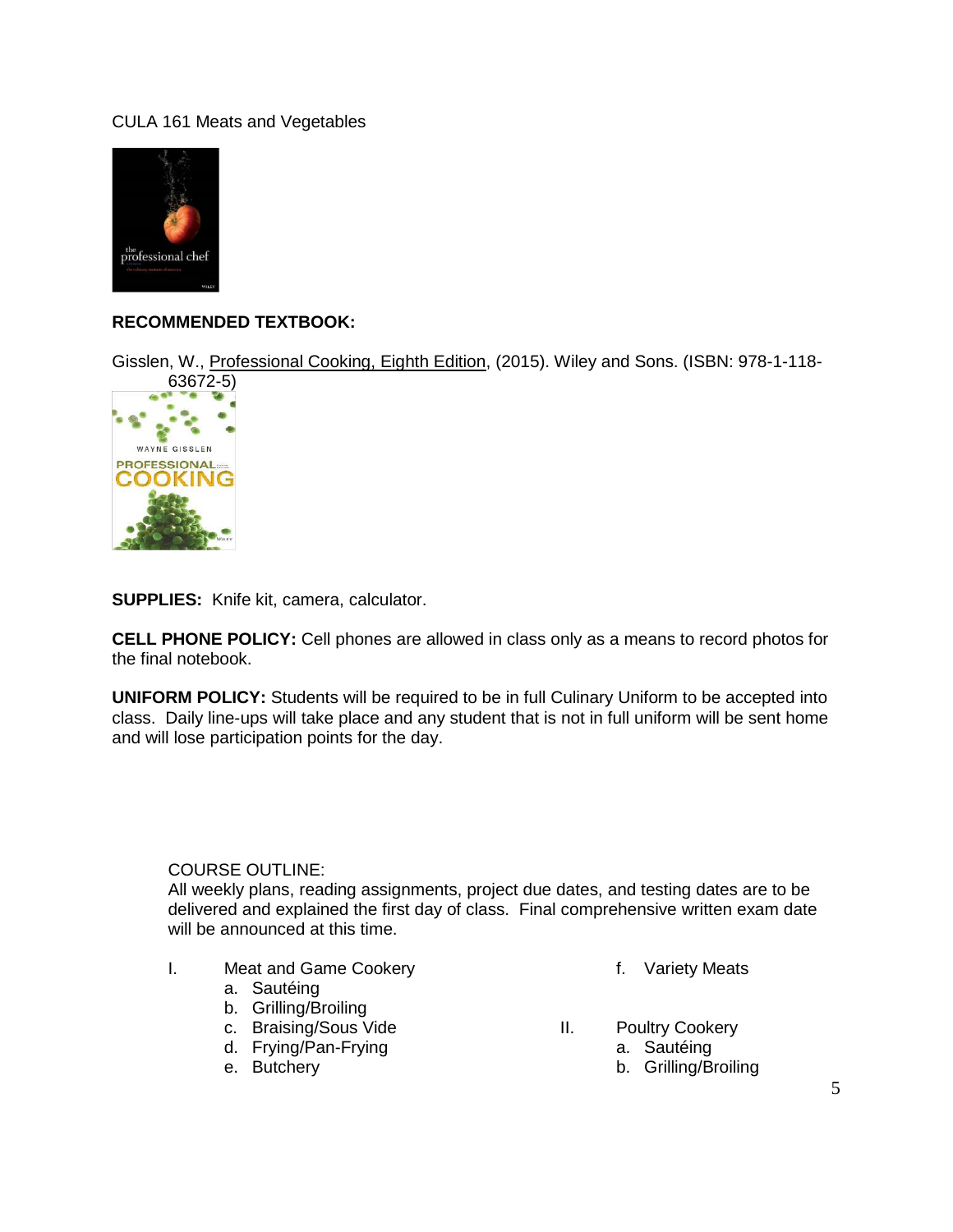CULA 161 Meats and Vegetables

**RECOMMENDED TEXTBOOK:**

Gisslen, W., Professional Cooking, Eighth Edition, (2015). Wiley and Sons. (ISBN: 978-1-118-63672-5)

**SUPPLIES:** Knife kit, camera, calculator.

**CELL PHONE POLICY:** Cell phones are allowed in class only as a means to record photos for the final notebook.

**UNIFORM POLICY:** Students will be required to be in full Culinary Uniform to be accepted into class. Daily line-ups will take place and any student that is not in full uniform will be sent home and will lose participation points for the day.

COURSE OUTLINE:
All weekly plans, reading assignments, project due dates, and testing dates are to be delivered and explained the first day of class. Final comprehensive written exam date will be announced at this time.

I. Meat and Game Cookery
   a. Sautéing
   b. Grilling/Broiling
   c. Braising/Sous Vide
   d. Frying/Pan-Frying
   e. Butchery
   f. Variety Meats

II. Poultry Cookery
   a. Sautéing
   b. Grilling/Broiling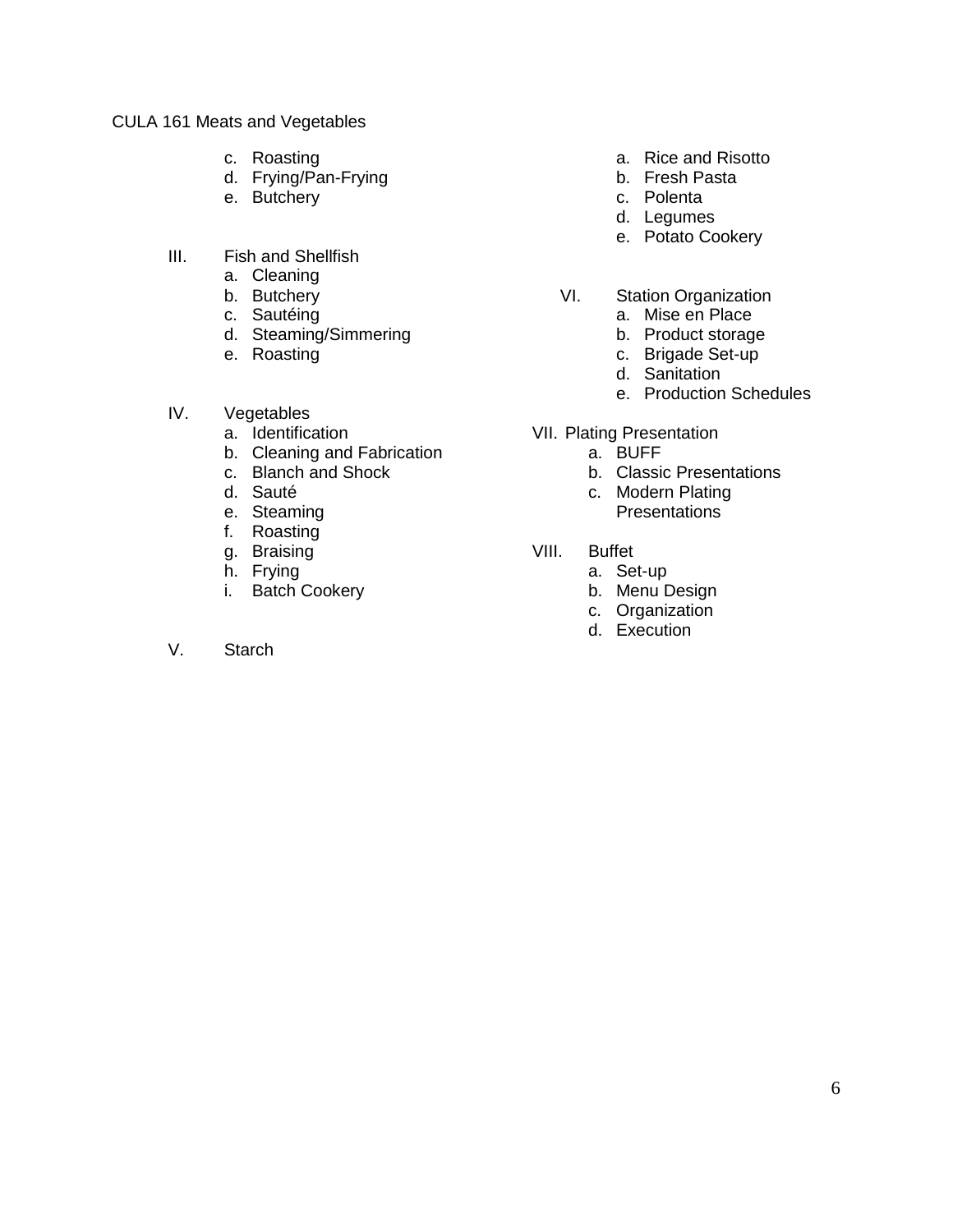CULA 161 Meats and Vegetables

- c. Roasting
- d. Frying/Pan-Frying
- e. Butchery

III. Fish and Shellfish
- a. Cleaning
- b. Butchery
- c. Sautéing
- d. Steaming/Simmering
- e. Roasting

IV. Vegetables
- a. Identification
- b. Cleaning and Fabrication
- c. Blanch and Shock
- d. Sauté
- e. Steaming
- f. Roasting
- g. Braising
- h. Frying
- i. Batch Cookery

V. Starch
- a. Rice and Risotto
- b. Fresh Pasta
- c. Polenta
- d. Legumes
- e. Potato Cookery

VI. Station Organization
- a. Mise en Place
- b. Product storage
- c. Brigade Set-up
- d. Sanitation
- e. Production Schedules

VII. Plating Presentation
- a. BUFF
- b. Classic Presentations
- c. Modern Plating Presentations

VIII. Buffet
- a. Set-up
- b. Menu Design
- c. Organization
- d. Execution